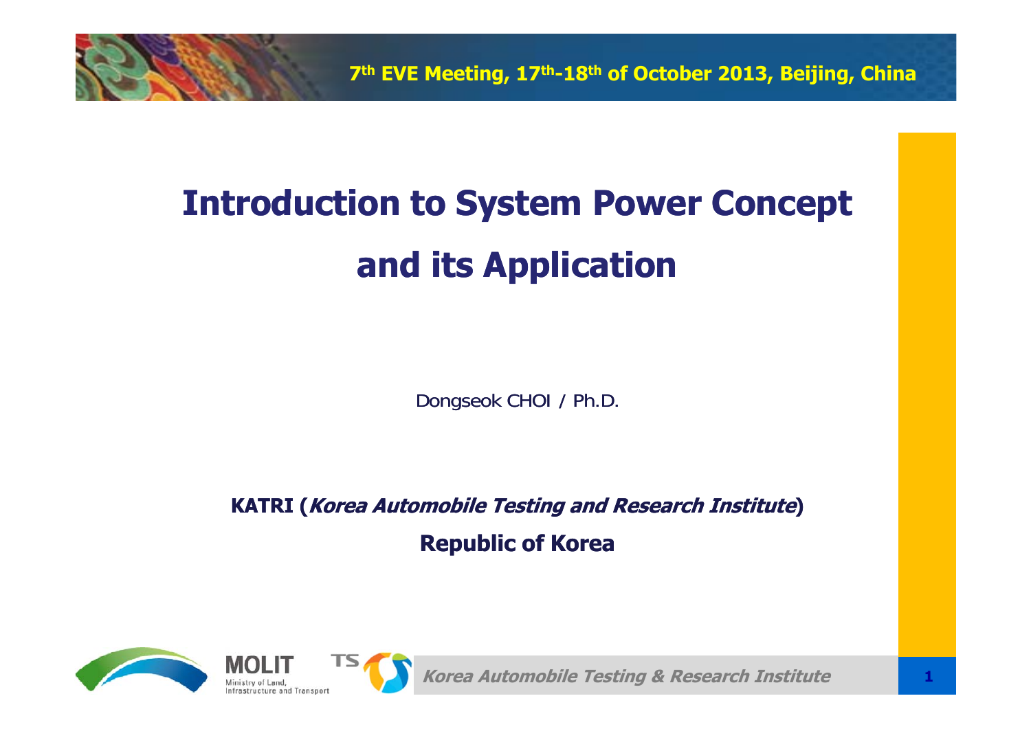7th EVE Meeting, 17th-18th of October 2013, Beijing, China

# Introduction to System Power Concept and its Application

Dongseok CHOI / Ph.D.

**KATRI (*Korea Automobile Testing and Research Institute*)**

**Republic of Korea**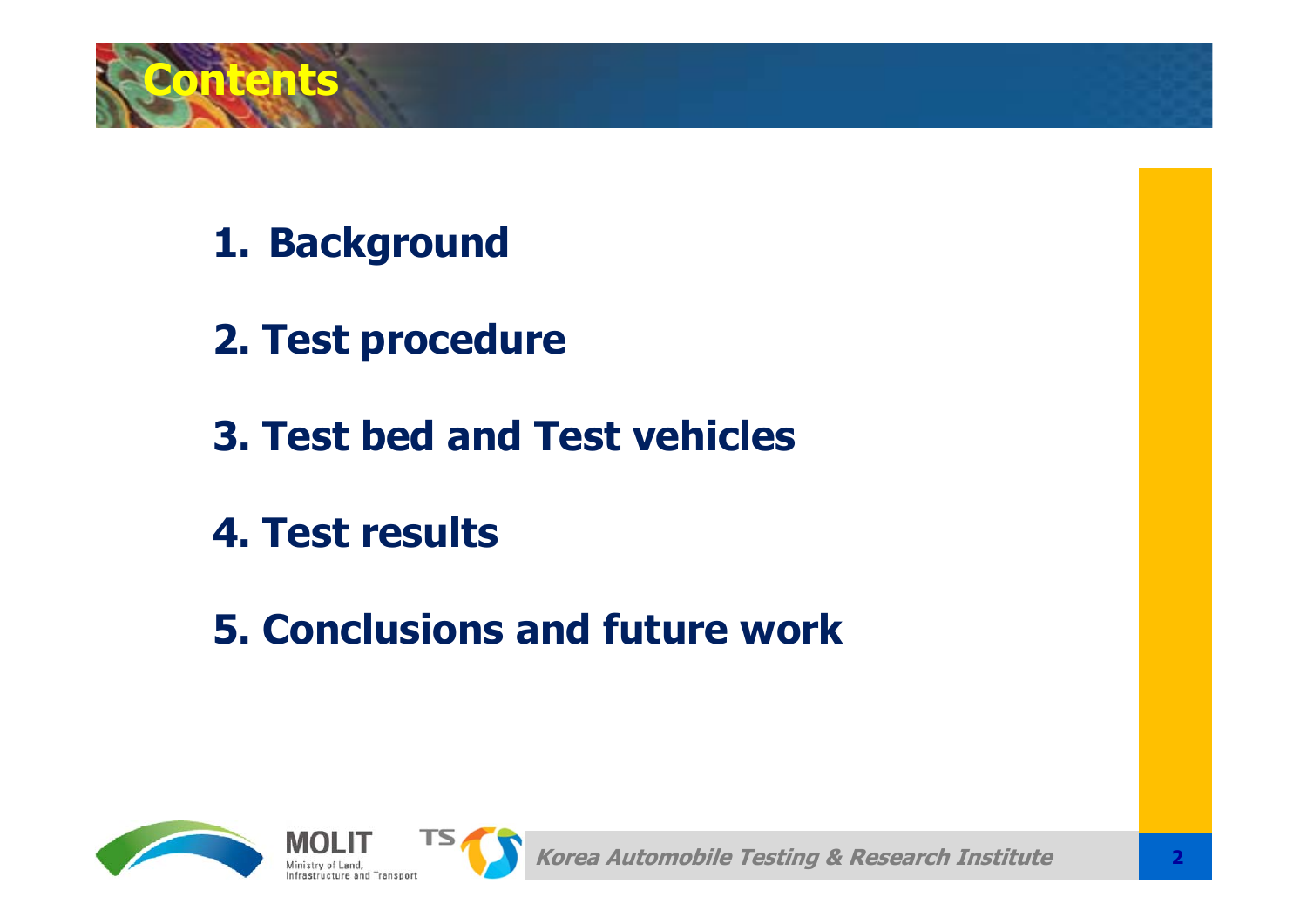# Contents

1. Background
2. Test procedure
3. Test bed and Test vehicles
4. Test results
5. Conclusions and future work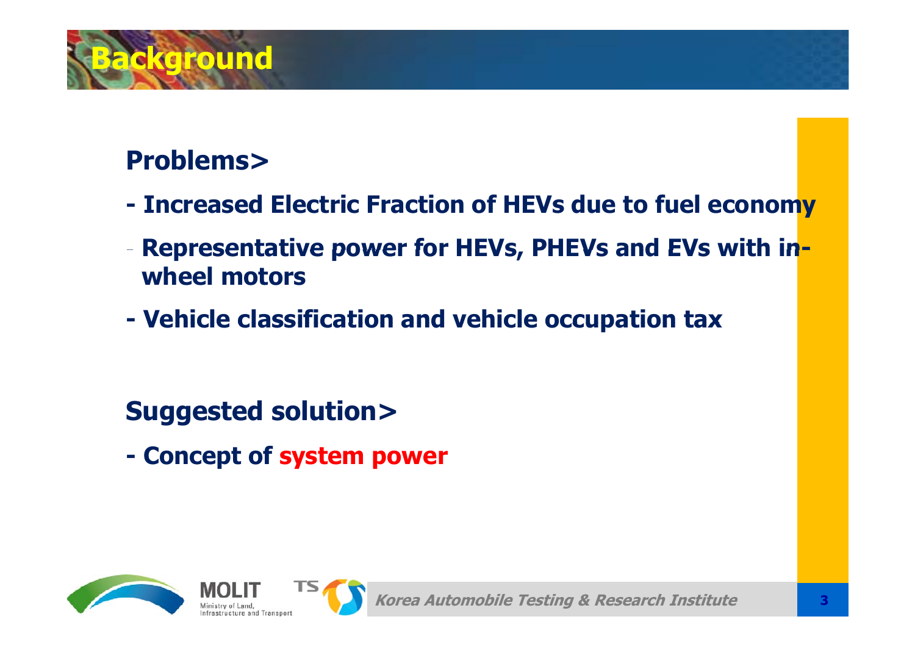# Background

**Problems>**

- **Increased Electric Fraction of HEVs due to fuel economy**
- **Representative power for HEVs, PHEVs and EVs with in-wheel motors**
- **Vehicle classification and vehicle occupation tax**

**Suggested solution>**

- **Concept of system power**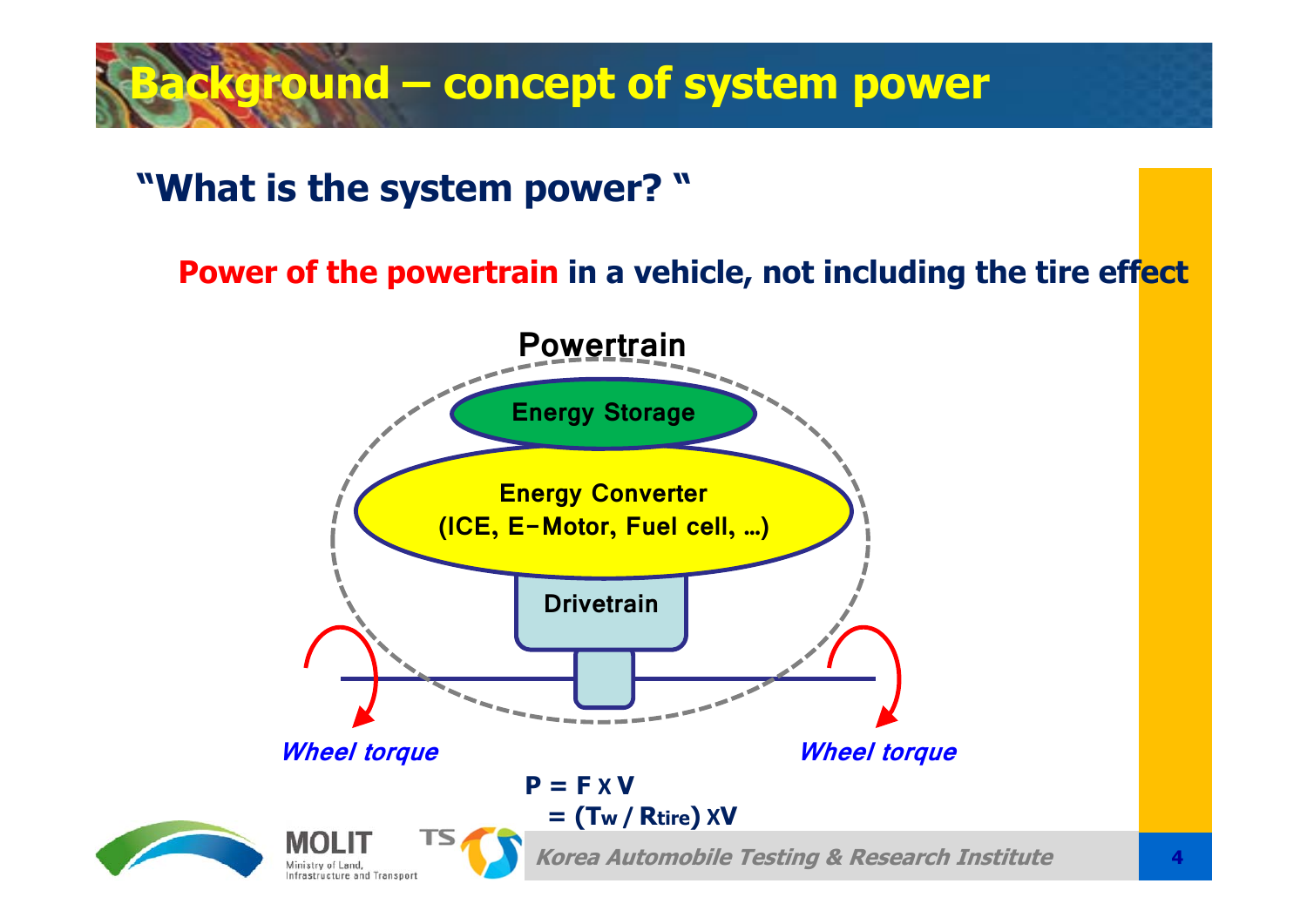# Background – concept of system power

## "What is the system power? "

**Power of the powertrain in a vehicle, not including the tire effect**

Powertrain

Energy Storage

Energy Converter
(ICE, E-Motor, Fuel cell, …)

Drivetrain

*Wheel torque*

*Wheel torque*

$$P = F \times V$$
$$= (T_w / R_{tire}) \times V$$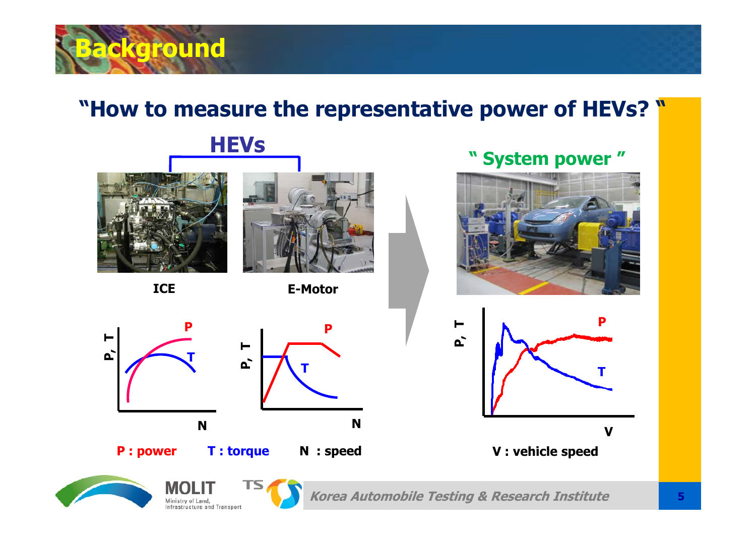# Background

## "How to measure the representative power of HEVs? "

**HEVs**

**ICE**

**E-Motor**

" System power "

P : power T : torque N : speed

V : vehicle speed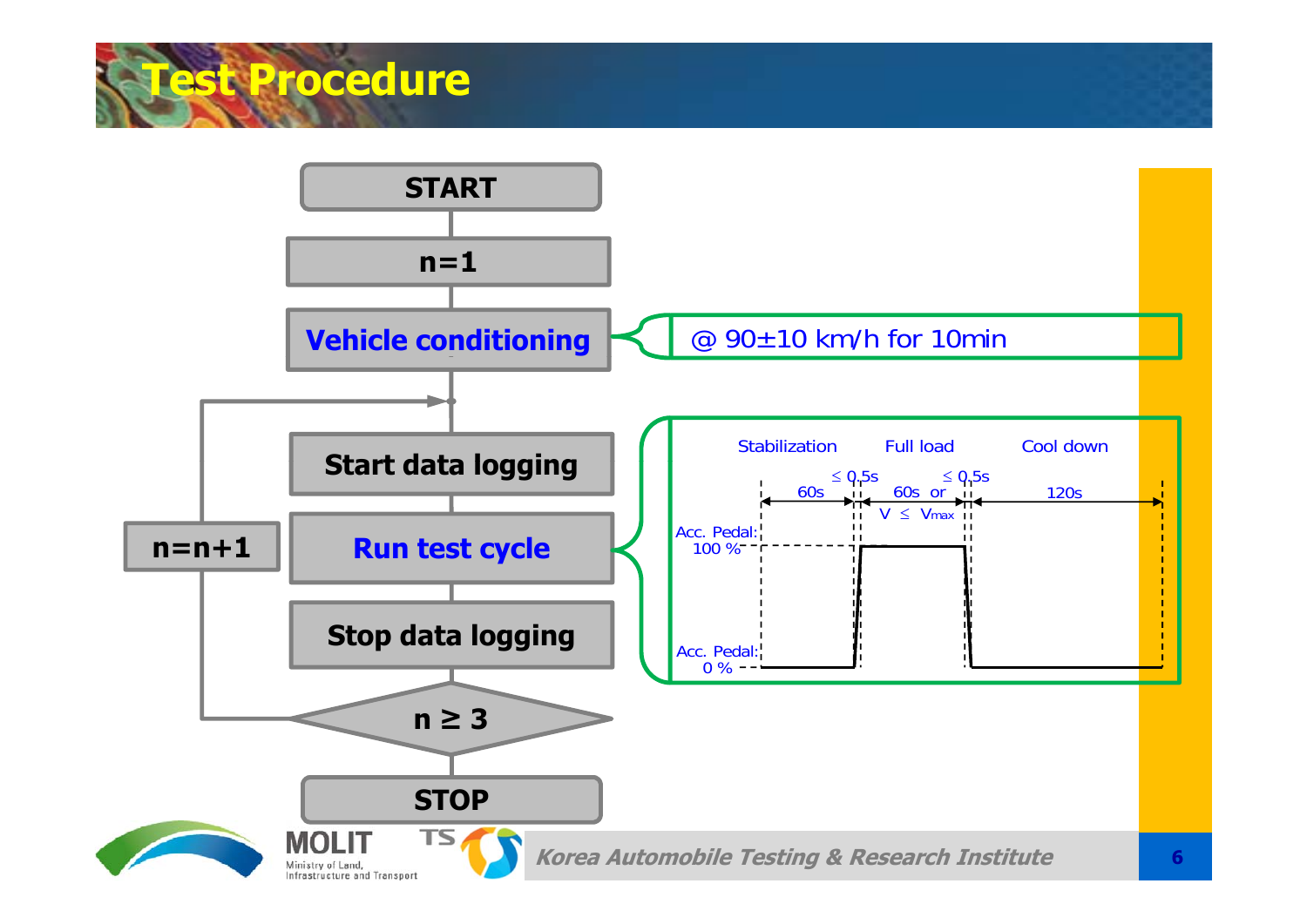# Test Procedure

- START
- n=1
- **Vehicle conditioning** — @ 90±10 km/h for 10min
- Start data logging
- **Run test cycle**
- Stop data logging
- n ≥ 3 (if not: n=n+1, return to Start data logging)
- STOP

Run test cycle:

| Stabilization | Full load | Cool down |
|---|---|---|
| 60s | 60s or $V \le V_{max}$ | 120s |

- Transitions: ≤ 0.5s
- Acc. Pedal: 100 %
- Acc. Pedal: 0 %

Korea Automobile Testing & Research Institute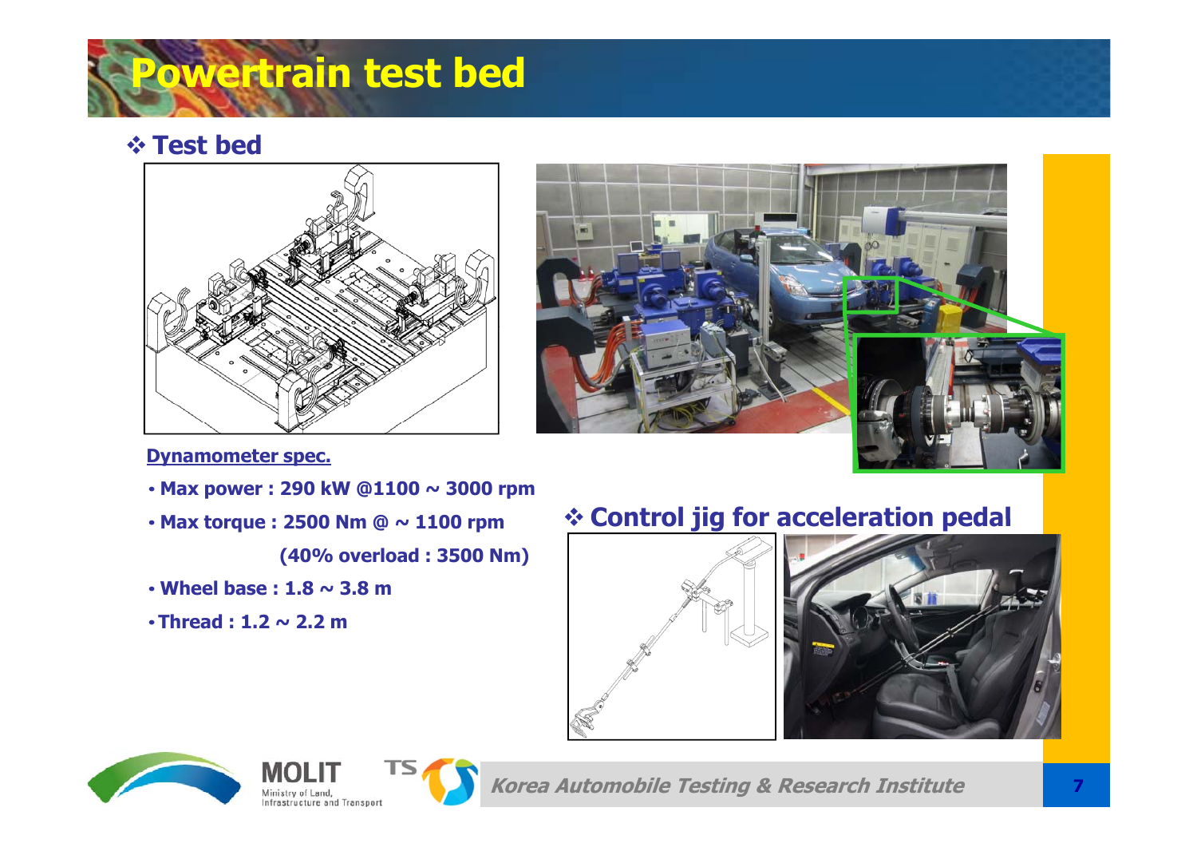# Powertrain test bed

## ❖ Test bed

**Dynamometer spec.**

- **Max power : 290 kW @1100 ~ 3000 rpm**
- **Max torque : 2500 Nm @ ~ 1100 rpm**
  **(40% overload : 3500 Nm)**
- **Wheel base : 1.8 ~ 3.8 m**
- **Thread : 1.2 ~ 2.2 m**

## ❖ Control jig for acceleration pedal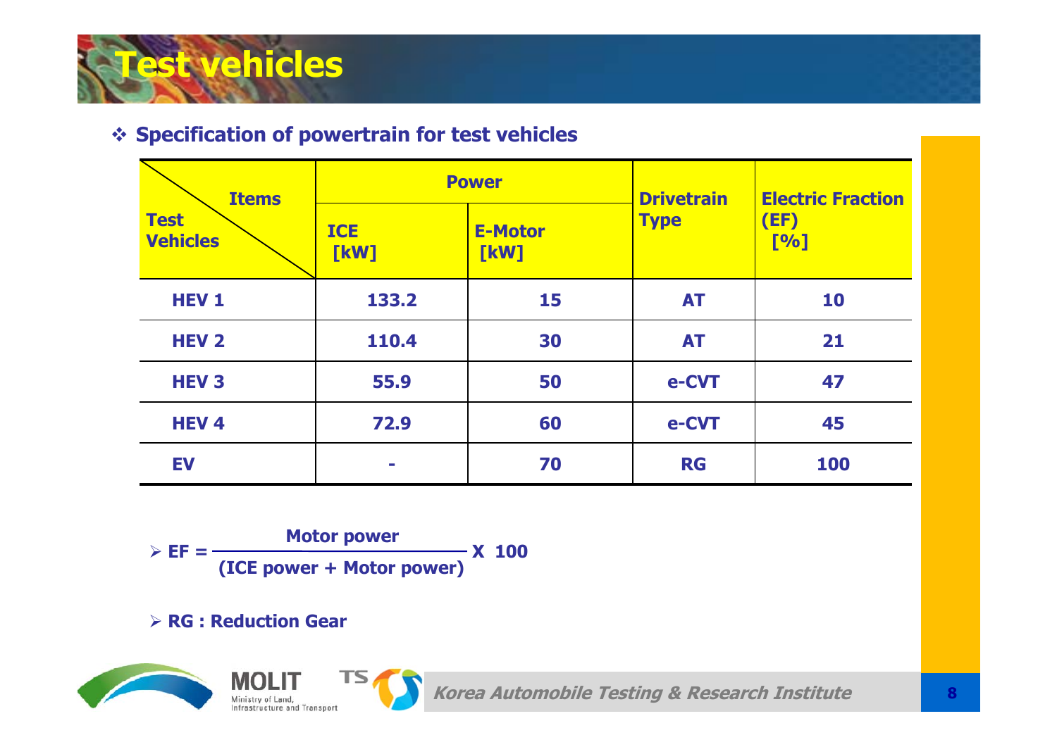# Test vehicles

❖ **Specification of powertrain for test vehicles**

| Items / Test Vehicles | Power | | Drivetrain Type | Electric Fraction (EF) [%] |
|---|---|---|---|---|
| | ICE [kW] | E-Motor [kW] | | |
| HEV 1 | 133.2 | 15 | AT | 10 |
| HEV 2 | 110.4 | 30 | AT | 21 |
| HEV 3 | 55.9 | 50 | e-CVT | 47 |
| HEV 4 | 72.9 | 60 | e-CVT | 45 |
| EV | - | 70 | RG | 100 |

- $EF = \dfrac{\text{Motor power}}{(\text{ICE power} + \text{Motor power})} \times 100$

- **RG : Reduction Gear**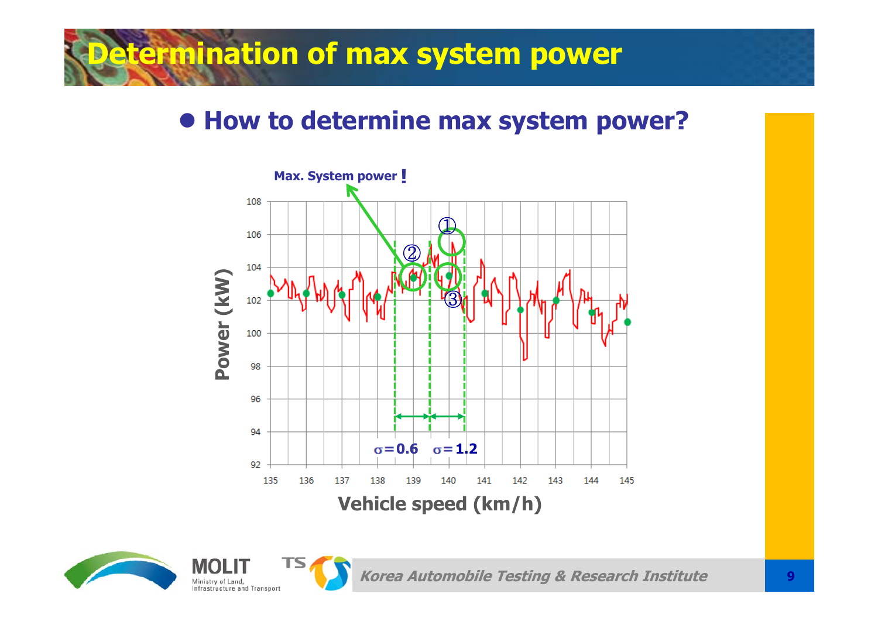# Determination of max system power

- **How to determine max system power?**

Max. System power !

①

②

③

$\sigma = 0.6$ $\sigma = 1.2$

Power (kW)

Vehicle speed (km/h)

Korea Automobile Testing & Research Institute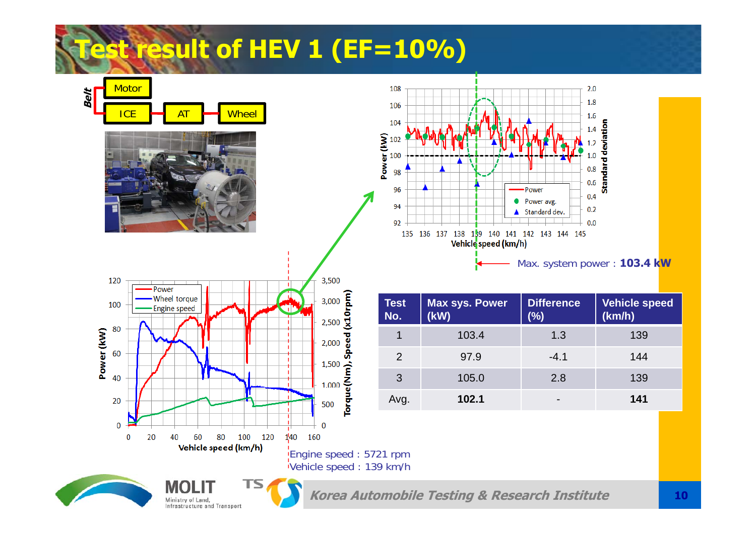# Test result of HEV 1 (EF=10%)

Belt: Motor / ICE → AT → Wheel

Max. system power : **103.4 kW**

| Test No. | Max sys. Power (kW) | Difference (%) | Vehicle speed (km/h) |
|---|---|---|---|
| 1 | 103.4 | 1.3 | 139 |
| 2 | 97.9 | -4.1 | 144 |
| 3 | 105.0 | 2.8 | 139 |
| Avg. | **102.1** | - | **141** |

Engine speed : 5721 rpm
Vehicle speed : 139 km/h

*Korea Automobile Testing & Research Institute*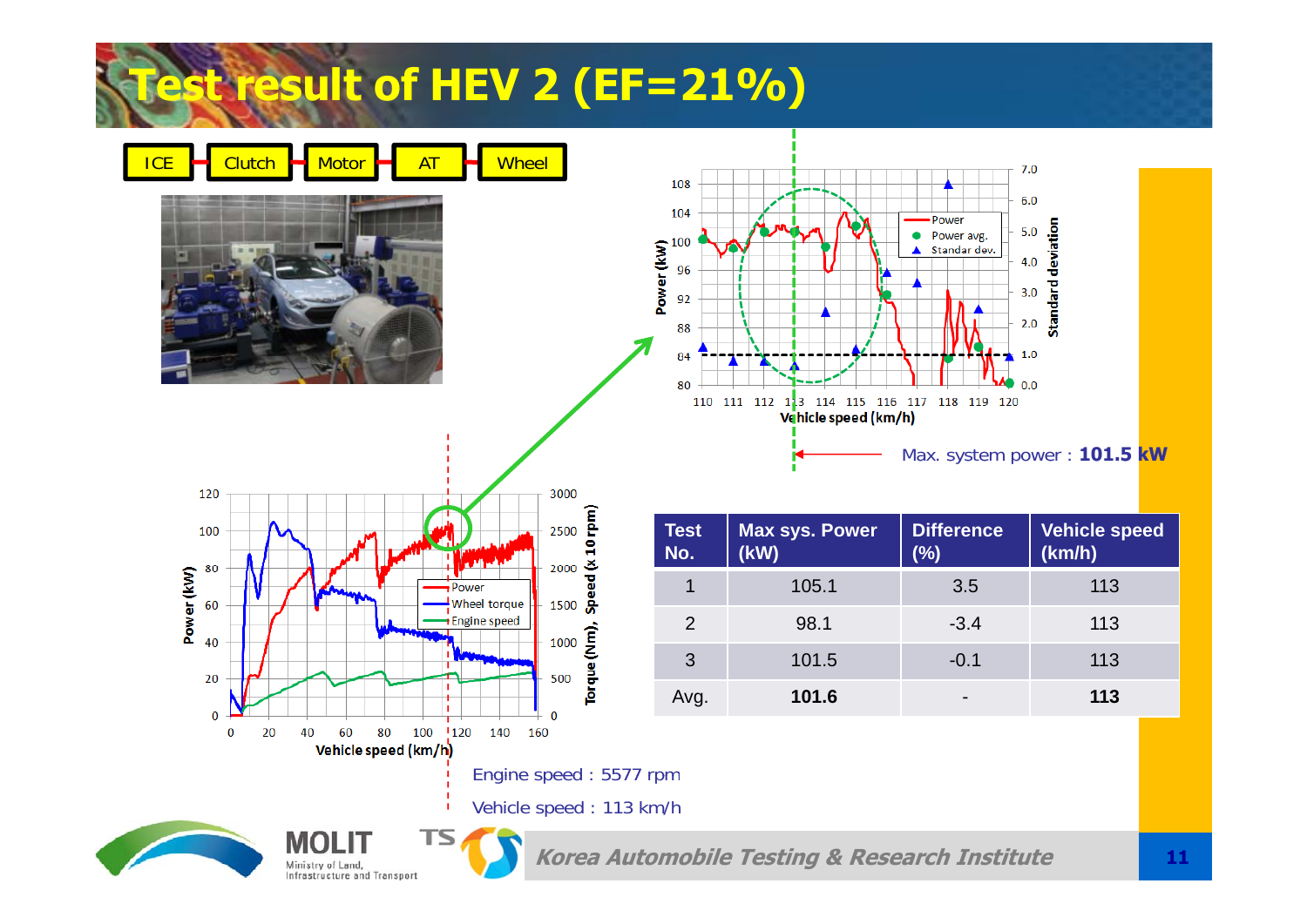# Test result of HEV 2 (EF=21%)

ICE – Clutch – Motor – AT – Wheel

Max. system power : **101.5 kW**

| Test No. | Max sys. Power (kW) | Difference (%) | Vehicle speed (km/h) |
|---|---|---|---|
| 1 | 105.1 | 3.5 | 113 |
| 2 | 98.1 | -3.4 | 113 |
| 3 | 101.5 | -0.1 | 113 |
| Avg. | **101.6** | - | **113** |

Engine speed : 5577 rpm

Vehicle speed : 113 km/h

*Korea Automobile Testing & Research Institute*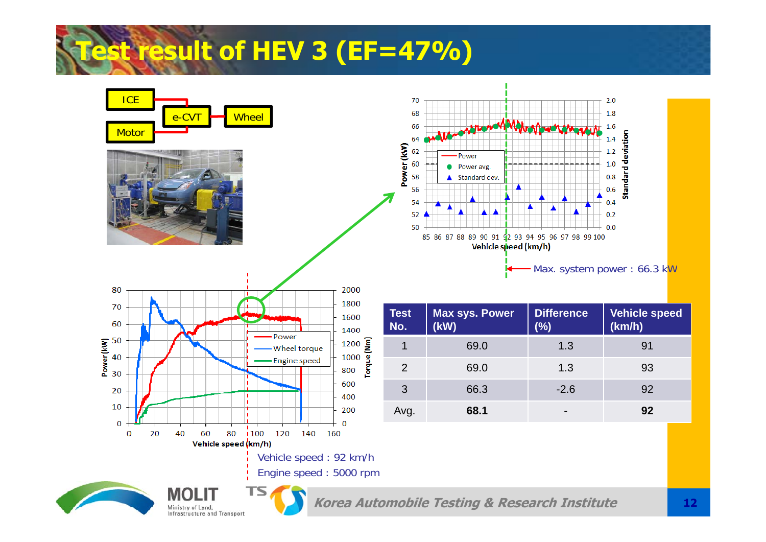# Test result of HEV 3 (EF=47%)

ICE / Motor → e-CVT → Wheel

Max. system power : 66.3 kW

Vehicle speed : 92 km/h

Engine speed : 5000 rpm

| Test No. | Max sys. Power (kW) | Difference (%) | Vehicle speed (km/h) |
|---|---|---|---|
| 1 | 69.0 | 1.3 | 91 |
| 2 | 69.0 | 1.3 | 93 |
| 3 | 66.3 | -2.6 | 92 |
| Avg. | **68.1** | - | **92** |

MOLIT Ministry of Land, Infrastructure and Transport

*Korea Automobile Testing & Research Institute*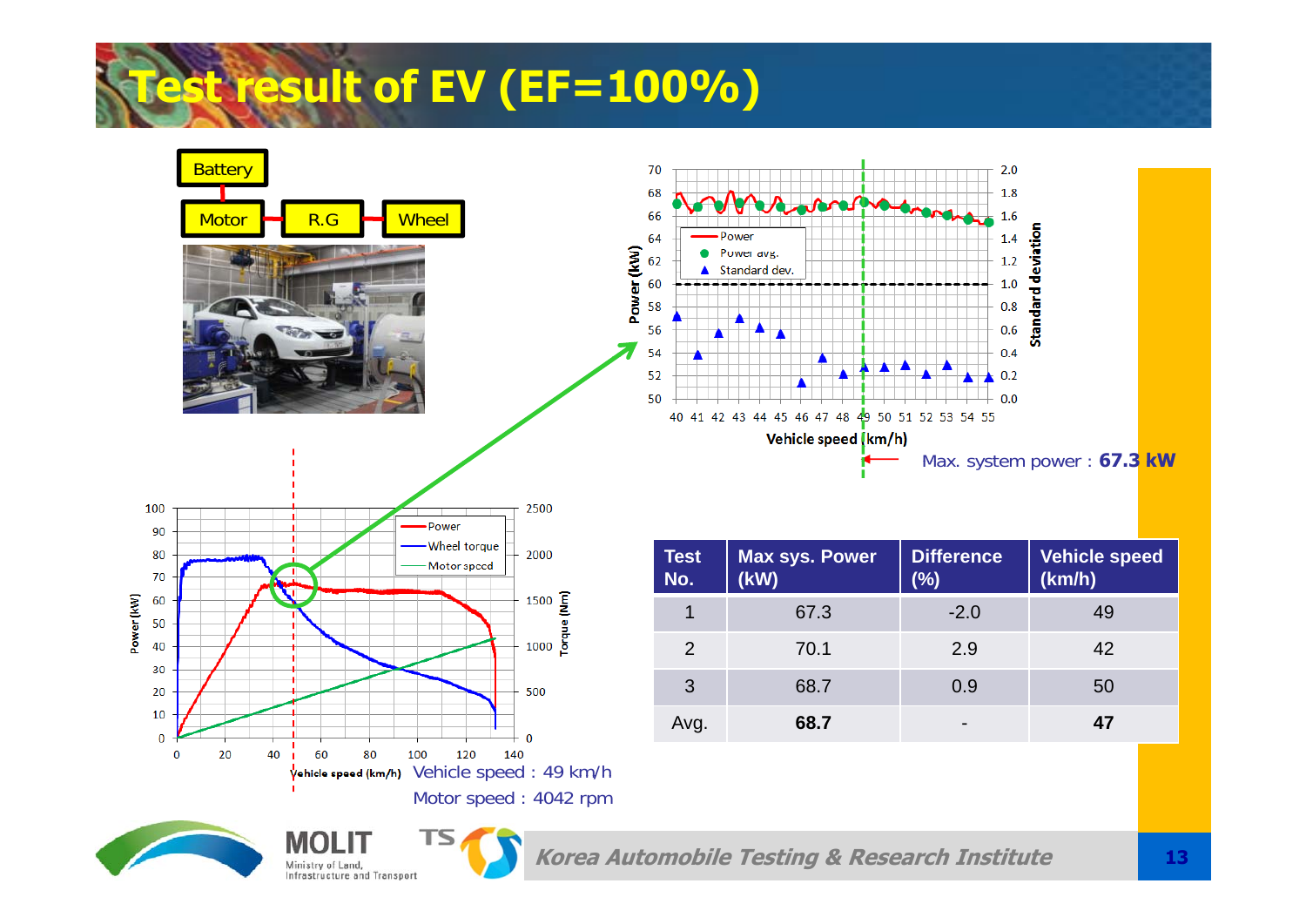# Test result of EV (EF=100%)

Battery

Motor — R.G — Wheel

Max. system power : **67.3 kW**

Vehicle speed : 49 km/h

Motor speed : 4042 rpm

| Test No. | Max sys. Power (kW) | Difference (%) | Vehicle speed (km/h) |
|---|---|---|---|
| 1 | 67.3 | -2.0 | 49 |
| 2 | 70.1 | 2.9 | 42 |
| 3 | 68.7 | 0.9 | 50 |
| Avg. | **68.7** | - | **47** |

MOLIT Ministry of Land, Infrastructure and Transport

TS

*Korea Automobile Testing & Research Institute*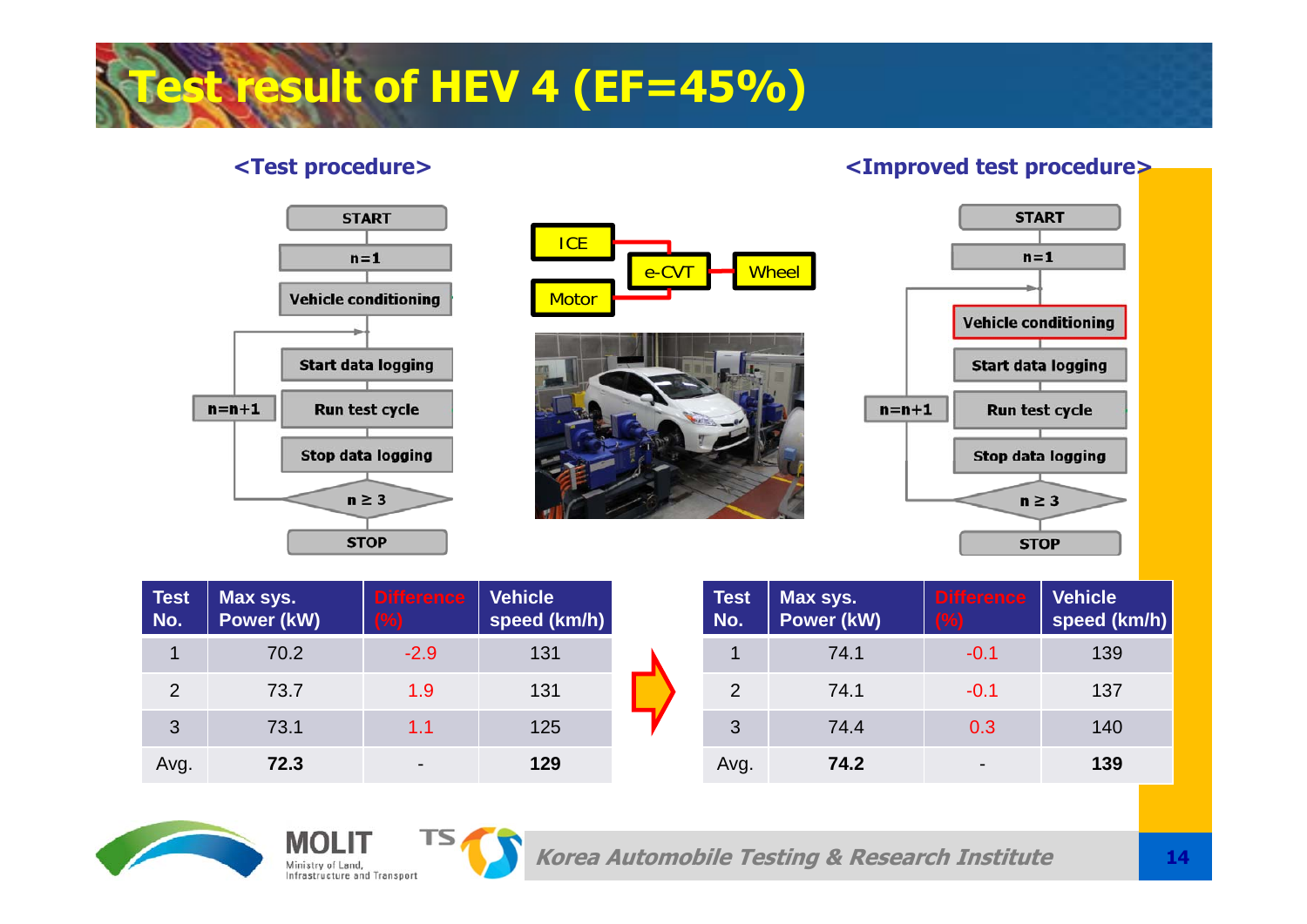# Test result of HEV 4 (EF=45%)

**<Test procedure>**

START → n=1 → Vehicle conditioning → Start data logging → Run test cycle → Stop data logging → n ≥ 3 → STOP (loop: n=n+1)

ICE, Motor → e-CVT → Wheel

**<Improved test procedure>**

START → n=1 → Vehicle conditioning → Start data logging → Run test cycle → Stop data logging → n ≥ 3 → STOP (loop: n=n+1)

| Test No. | Max sys. Power (kW) | Difference (%) | Vehicle speed (km/h) |
|---|---|---|---|
| 1 | 70.2 | -2.9 | 131 |
| 2 | 73.7 | 1.9 | 131 |
| 3 | 73.1 | 1.1 | 125 |
| Avg. | **72.3** | - | **129** |

| Test No. | Max sys. Power (kW) | Difference (%) | Vehicle speed (km/h) |
|---|---|---|---|
| 1 | 74.1 | -0.1 | 139 |
| 2 | 74.1 | -0.1 | 137 |
| 3 | 74.4 | 0.3 | 140 |
| Avg. | **74.2** | - | **139** |

MOLIT Ministry of Land, Infrastructure and Transport — TS — *Korea Automobile Testing & Research Institute*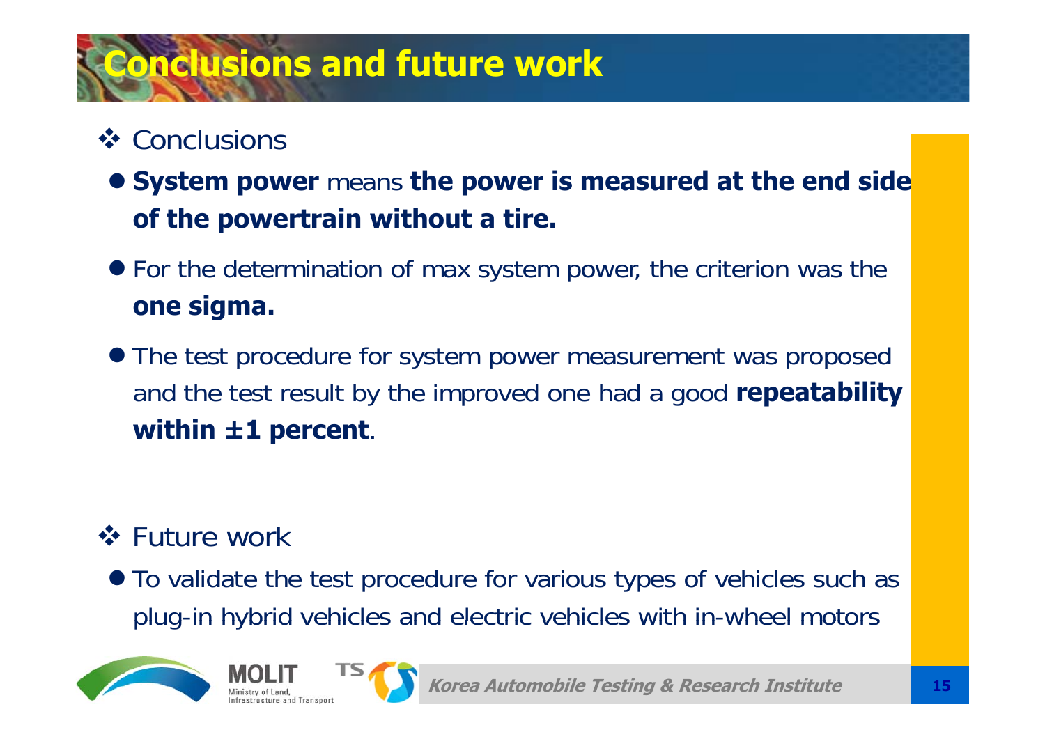# Conclusions and future work

## Conclusions

- **System power** means **the power is measured at the end side of the powertrain without a tire.**
- For the determination of max system power, the criterion was the **one sigma.**
- The test procedure for system power measurement was proposed and the test result by the improved one had a good **repeatability within ±1 percent**.

## Future work

- To validate the test procedure for various types of vehicles such as plug-in hybrid vehicles and electric vehicles with in-wheel motors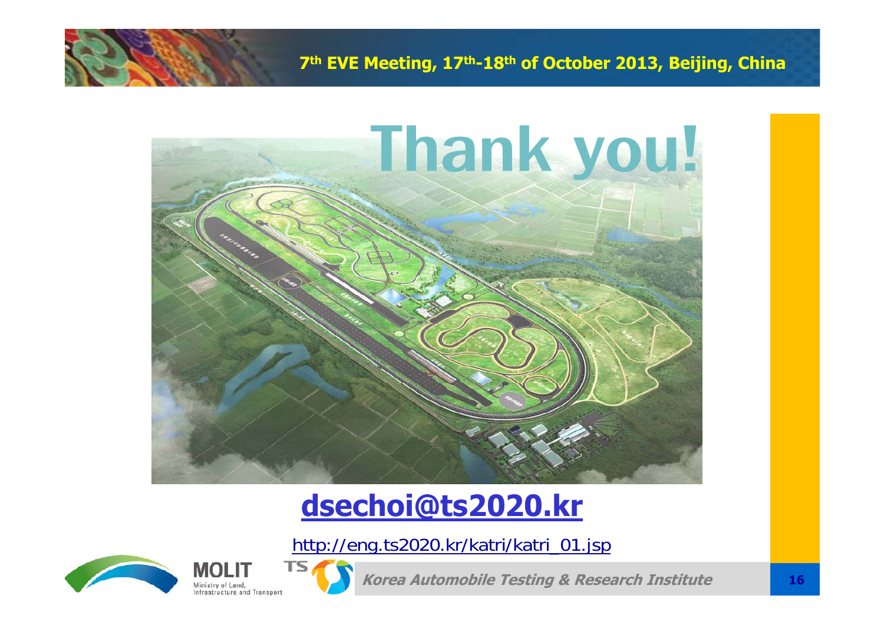# Thank you!

**[dsechoi@ts2020.kr](mailto:dsechoi@ts2020.kr)**

[http://eng.ts2020.kr/katri/katri_01.jsp](http://eng.ts2020.kr/katri/katri_01.jsp)